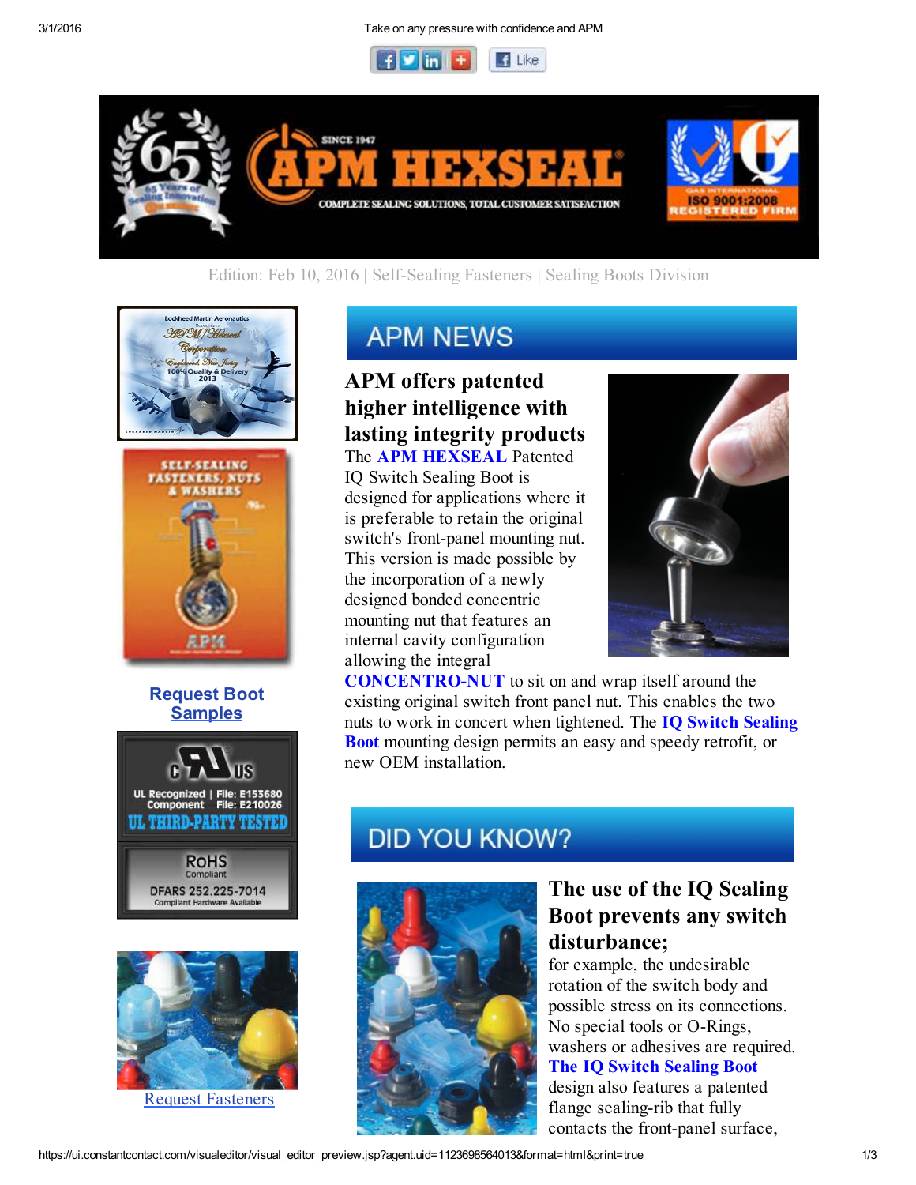Edition: Feb 10, 2016 | Self-Sealing Fasteners | Sealing Boots Division

**Request Boot Samples**

Request Fasteners

## APM NEWS

### APM offers patented higher intelligence with lasting integrity products

The **APM HEXSEAL** Patented IQ Switch Sealing Boot is designed for applications where it is preferable to retain the original switch's front-panel mounting nut. This version is made possible by the incorporation of a newly designed bonded concentric mounting nut that features an internal cavity configuration allowing the integral **CONCENTRO-NUT** to sit on and wrap itself around the existing original switch front panel nut. This enables the two nuts to work in concert when tightened. The **IQ Switch Sealing Boot** mounting design permits an easy and speedy retrofit, or new OEM installation.

## DID YOU KNOW?

### The use of the IQ Sealing Boot prevents any switch disturbance;

for example, the undesirable rotation of the switch body and possible stress on its connections. No special tools or O-Rings, washers or adhesives are required. **The IQ Switch Sealing Boot** design also features a patented flange sealing-rib that fully contacts the front-panel surface,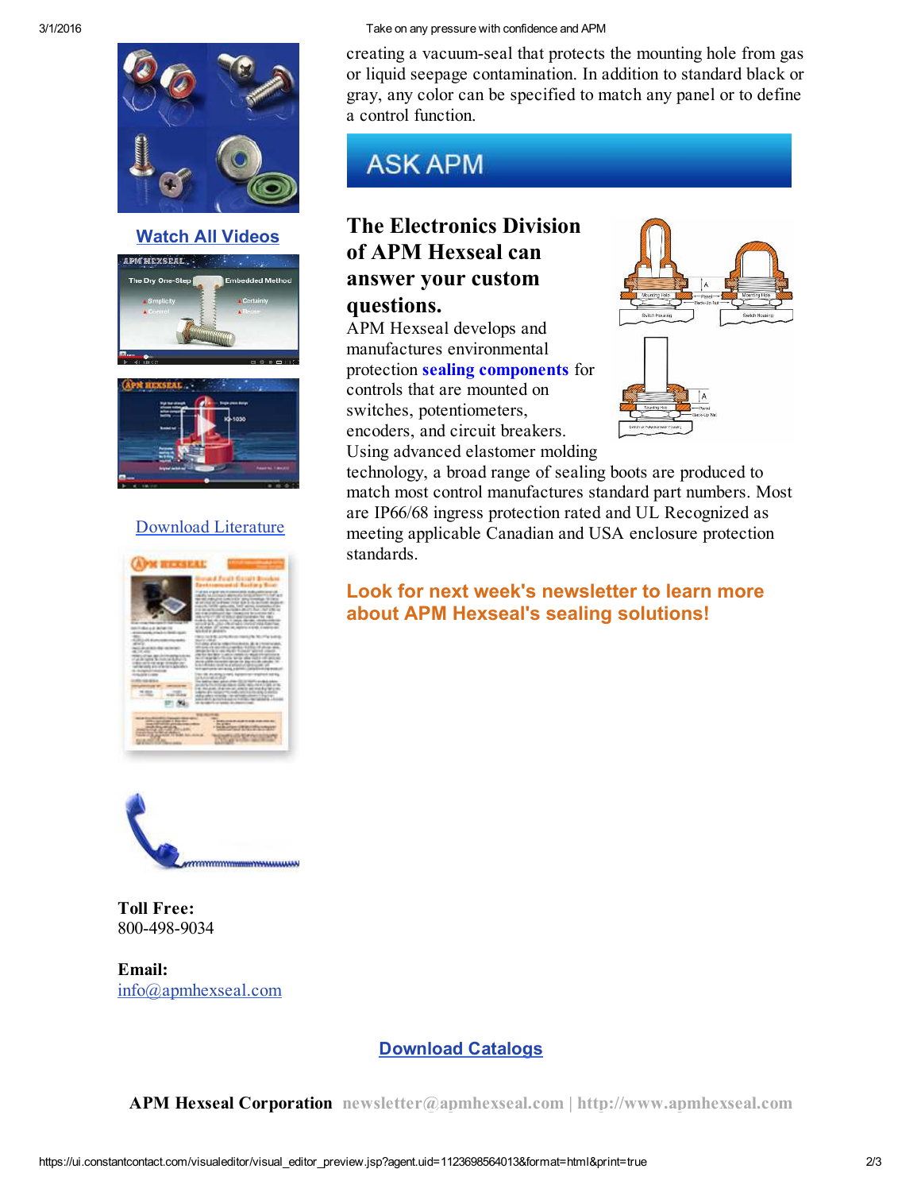creating a vacuum-seal that protects the mounting hole from gas or liquid seepage contamination. In addition to standard black or gray, any color can be specified to match any panel or to define a control function.

ASK APM

## The Electronics Division of APM Hexseal can answer your custom questions.

APM Hexseal develops and manufactures environmental protection **sealing components** for controls that are mounted on switches, potentiometers, encoders, and circuit breakers. Using advanced elastomer molding technology, a broad range of sealing boots are produced to match most control manufactures standard part numbers. Most are IP66/68 ingress protection rated and UL Recognized as meeting applicable Canadian and USA enclosure protection standards.

**Look for next week's newsletter to learn more about APM Hexseal's sealing solutions!**

**Watch All Videos**

Download Literature

**Toll Free:**
800-498-9034

**Email:**
info@apmhexseal.com

**Download Catalogs**

**APM Hexseal Corporation** newsletter@apmhexseal.com | http://www.apmhexseal.com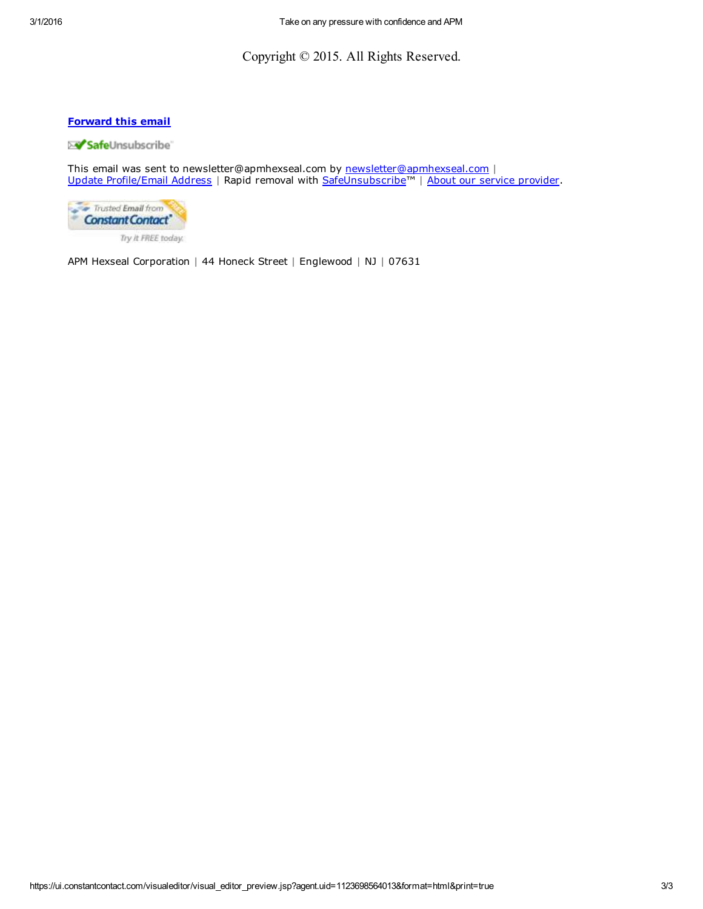Copyright © 2015. All Rights Reserved.

**Forward this email**

SafeUnsubscribe™

This email was sent to newsletter@apmhexseal.com by newsletter@apmhexseal.com | Update Profile/Email Address | Rapid removal with SafeUnsubscribe™ | About our service provider.

Trusted Email from Constant Contact

Try it FREE today.

APM Hexseal Corporation | 44 Honeck Street | Englewood | NJ | 07631